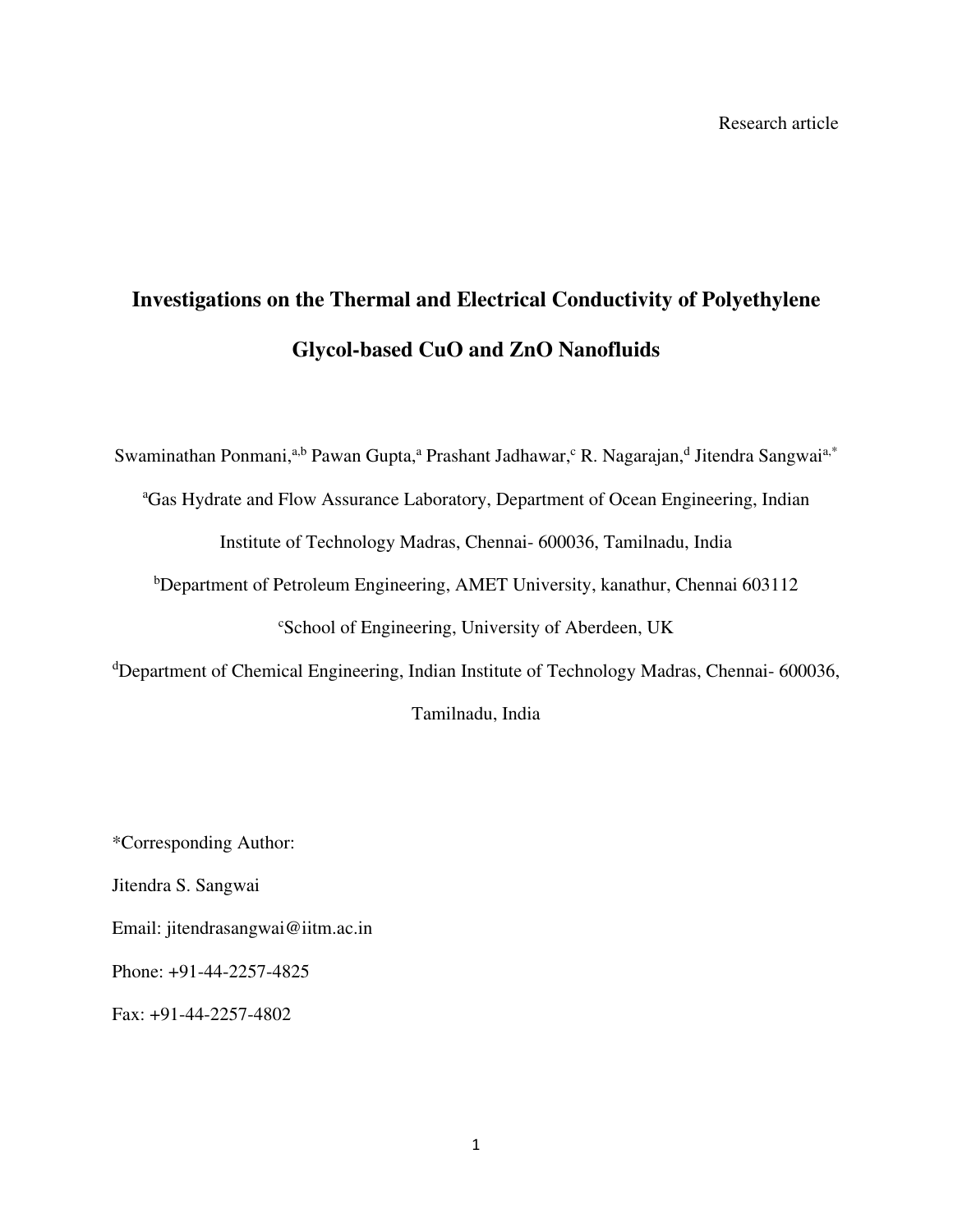Research article

# Investigations on the Thermal and Electrical Conductivity of Polyethylene Glycol-based CuO and ZnO Nanofluids

Swaminathan Ponmani,[a,b] Pawan Gupta,[a] Prashant Jadhawar,[c] R. Nagarajan,[d] Jitendra Sangwai[a,*]

[a]Gas Hydrate and Flow Assurance Laboratory, Department of Ocean Engineering, Indian Institute of Technology Madras, Chennai- 600036, Tamilnadu, India

[b]Department of Petroleum Engineering, AMET University, kanathur, Chennai 603112

[c]School of Engineering, University of Aberdeen, UK

[d]Department of Chemical Engineering, Indian Institute of Technology Madras, Chennai- 600036, Tamilnadu, India

*Corresponding Author:

Jitendra S. Sangwai

Email: jitendrasangwai@iitm.ac.in

Phone: +91-44-2257-4825

Fax: +91-44-2257-4802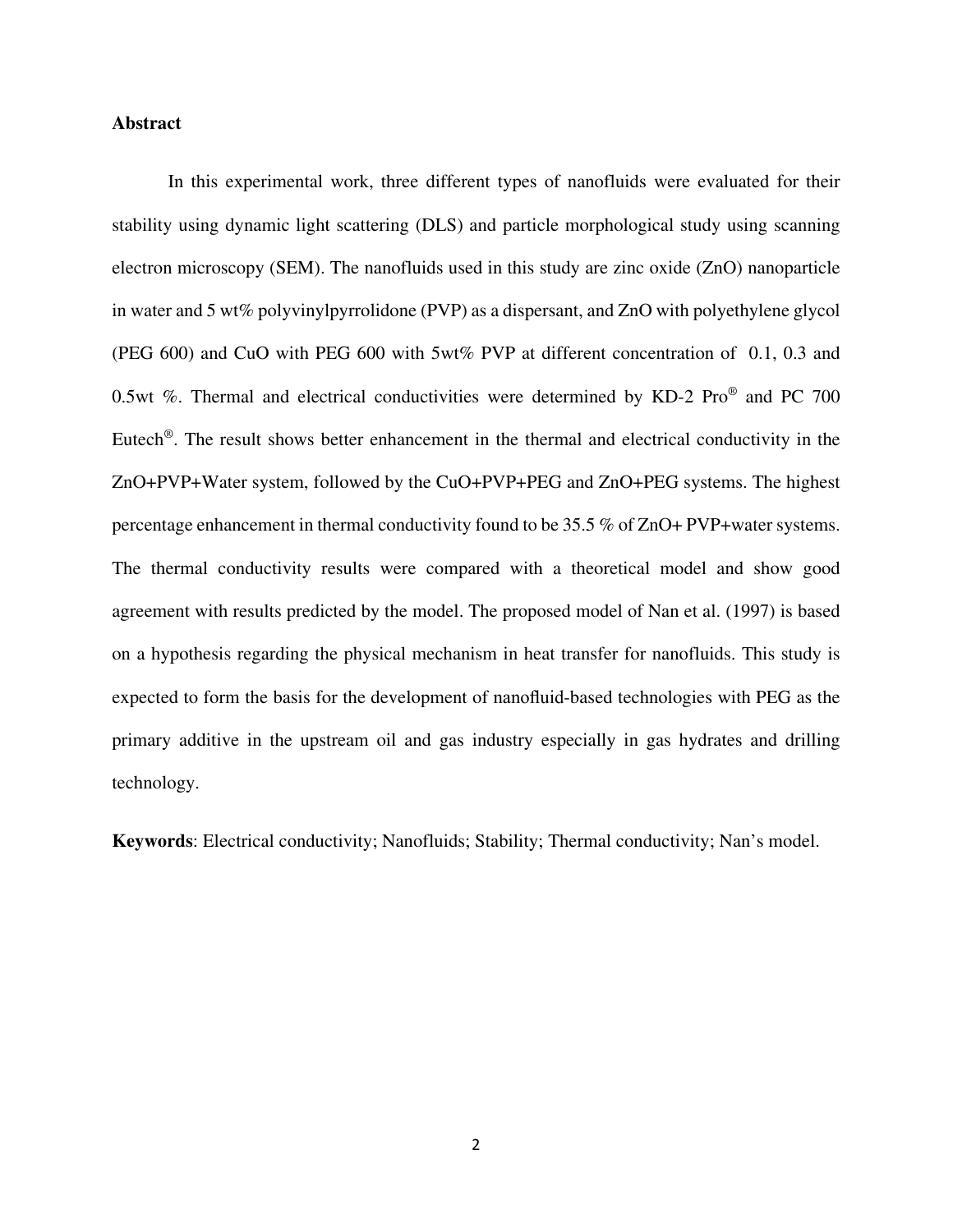## Abstract

In this experimental work, three different types of nanofluids were evaluated for their stability using dynamic light scattering (DLS) and particle morphological study using scanning electron microscopy (SEM). The nanofluids used in this study are zinc oxide (ZnO) nanoparticle in water and 5 wt% polyvinylpyrrolidone (PVP) as a dispersant, and ZnO with polyethylene glycol (PEG 600) and CuO with PEG 600 with 5wt% PVP at different concentration of 0.1, 0.3 and 0.5wt %. Thermal and electrical conductivities were determined by KD-2 Pro® and PC 700 Eutech®. The result shows better enhancement in the thermal and electrical conductivity in the ZnO+PVP+Water system, followed by the CuO+PVP+PEG and ZnO+PEG systems. The highest percentage enhancement in thermal conductivity found to be 35.5 % of ZnO+ PVP+water systems. The thermal conductivity results were compared with a theoretical model and show good agreement with results predicted by the model. The proposed model of Nan et al. (1997) is based on a hypothesis regarding the physical mechanism in heat transfer for nanofluids. This study is expected to form the basis for the development of nanofluid-based technologies with PEG as the primary additive in the upstream oil and gas industry especially in gas hydrates and drilling technology.

**Keywords**: Electrical conductivity; Nanofluids; Stability; Thermal conductivity; Nan's model.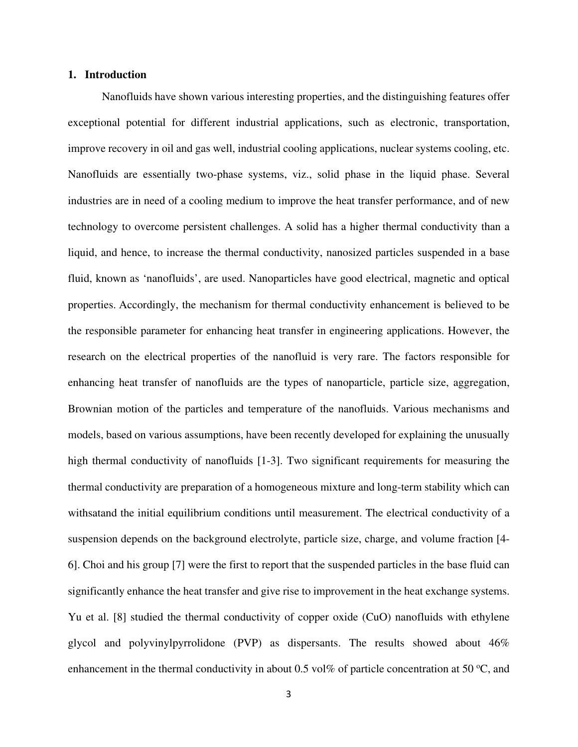## 1. Introduction

Nanofluids have shown various interesting properties, and the distinguishing features offer exceptional potential for different industrial applications, such as electronic, transportation, improve recovery in oil and gas well, industrial cooling applications, nuclear systems cooling, etc. Nanofluids are essentially two-phase systems, viz., solid phase in the liquid phase. Several industries are in need of a cooling medium to improve the heat transfer performance, and of new technology to overcome persistent challenges. A solid has a higher thermal conductivity than a liquid, and hence, to increase the thermal conductivity, nanosized particles suspended in a base fluid, known as 'nanofluids', are used. Nanoparticles have good electrical, magnetic and optical properties. Accordingly, the mechanism for thermal conductivity enhancement is believed to be the responsible parameter for enhancing heat transfer in engineering applications. However, the research on the electrical properties of the nanofluid is very rare. The factors responsible for enhancing heat transfer of nanofluids are the types of nanoparticle, particle size, aggregation, Brownian motion of the particles and temperature of the nanofluids. Various mechanisms and models, based on various assumptions, have been recently developed for explaining the unusually high thermal conductivity of nanofluids [1-3]. Two significant requirements for measuring the thermal conductivity are preparation of a homogeneous mixture and long-term stability which can withsatand the initial equilibrium conditions until measurement. The electrical conductivity of a suspension depends on the background electrolyte, particle size, charge, and volume fraction [4-6]. Choi and his group [7] were the first to report that the suspended particles in the base fluid can significantly enhance the heat transfer and give rise to improvement in the heat exchange systems. Yu et al. [8] studied the thermal conductivity of copper oxide (CuO) nanofluids with ethylene glycol and polyvinylpyrrolidone (PVP) as dispersants. The results showed about 46% enhancement in the thermal conductivity in about 0.5 vol% of particle concentration at 50 °C, and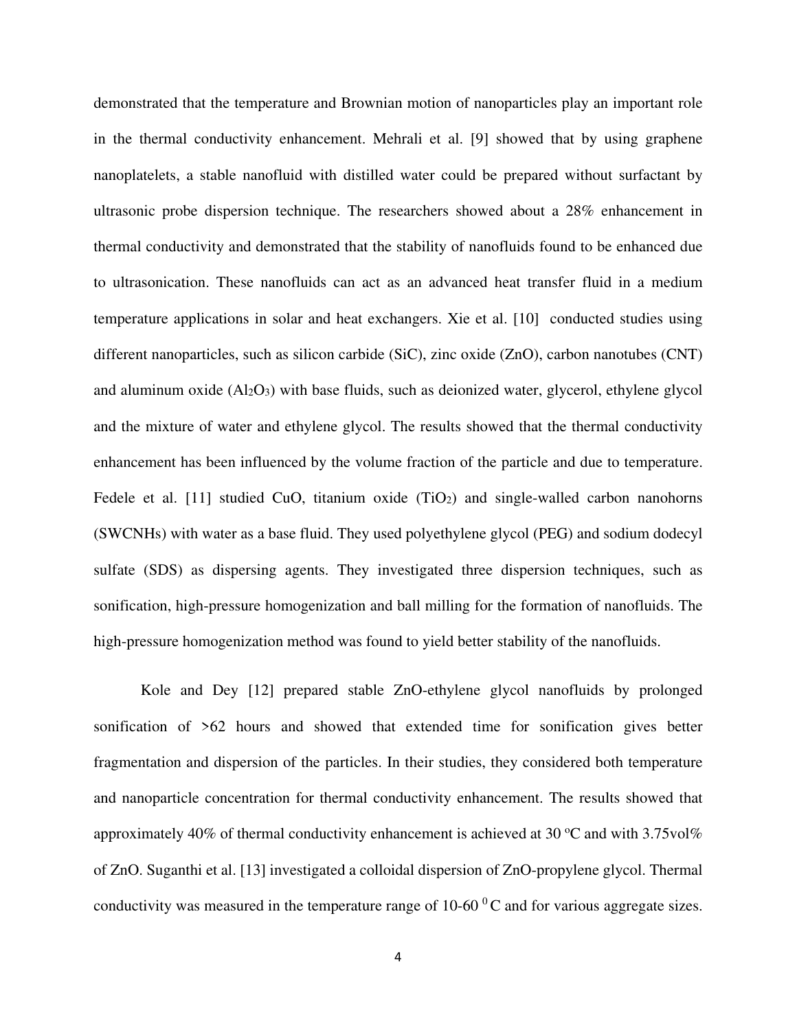demonstrated that the temperature and Brownian motion of nanoparticles play an important role in the thermal conductivity enhancement. Mehrali et al. [9] showed that by using graphene nanoplatelets, a stable nanofluid with distilled water could be prepared without surfactant by ultrasonic probe dispersion technique. The researchers showed about a 28% enhancement in thermal conductivity and demonstrated that the stability of nanofluids found to be enhanced due to ultrasonication. These nanofluids can act as an advanced heat transfer fluid in a medium temperature applications in solar and heat exchangers. Xie et al. [10] conducted studies using different nanoparticles, such as silicon carbide (SiC), zinc oxide (ZnO), carbon nanotubes (CNT) and aluminum oxide ($Al_2O_3$) with base fluids, such as deionized water, glycerol, ethylene glycol and the mixture of water and ethylene glycol. The results showed that the thermal conductivity enhancement has been influenced by the volume fraction of the particle and due to temperature. Fedele et al. [11] studied CuO, titanium oxide ($TiO_2$) and single-walled carbon nanohorns (SWCNHs) with water as a base fluid. They used polyethylene glycol (PEG) and sodium dodecyl sulfate (SDS) as dispersing agents. They investigated three dispersion techniques, such as sonification, high-pressure homogenization and ball milling for the formation of nanofluids. The high-pressure homogenization method was found to yield better stability of the nanofluids.

Kole and Dey [12] prepared stable ZnO-ethylene glycol nanofluids by prolonged sonification of >62 hours and showed that extended time for sonification gives better fragmentation and dispersion of the particles. In their studies, they considered both temperature and nanoparticle concentration for thermal conductivity enhancement. The results showed that approximately 40% of thermal conductivity enhancement is achieved at 30 $^{o}$C and with 3.75vol% of ZnO. Suganthi et al. [13] investigated a colloidal dispersion of ZnO-propylene glycol. Thermal conductivity was measured in the temperature range of 10-60 $^{0}$C and for various aggregate sizes.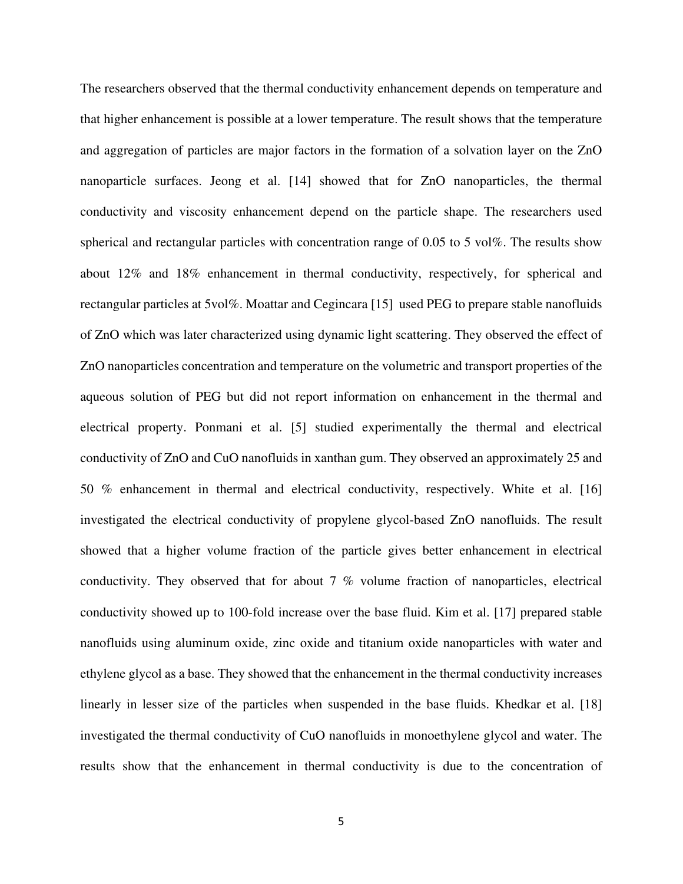The researchers observed that the thermal conductivity enhancement depends on temperature and that higher enhancement is possible at a lower temperature. The result shows that the temperature and aggregation of particles are major factors in the formation of a solvation layer on the ZnO nanoparticle surfaces. Jeong et al. [14] showed that for ZnO nanoparticles, the thermal conductivity and viscosity enhancement depend on the particle shape. The researchers used spherical and rectangular particles with concentration range of 0.05 to 5 vol%. The results show about 12% and 18% enhancement in thermal conductivity, respectively, for spherical and rectangular particles at 5vol%. Moattar and Cegincara [15] used PEG to prepare stable nanofluids of ZnO which was later characterized using dynamic light scattering. They observed the effect of ZnO nanoparticles concentration and temperature on the volumetric and transport properties of the aqueous solution of PEG but did not report information on enhancement in the thermal and electrical property. Ponmani et al. [5] studied experimentally the thermal and electrical conductivity of ZnO and CuO nanofluids in xanthan gum. They observed an approximately 25 and 50 % enhancement in thermal and electrical conductivity, respectively. White et al. [16] investigated the electrical conductivity of propylene glycol-based ZnO nanofluids. The result showed that a higher volume fraction of the particle gives better enhancement in electrical conductivity. They observed that for about 7 % volume fraction of nanoparticles, electrical conductivity showed up to 100-fold increase over the base fluid. Kim et al. [17] prepared stable nanofluids using aluminum oxide, zinc oxide and titanium oxide nanoparticles with water and ethylene glycol as a base. They showed that the enhancement in the thermal conductivity increases linearly in lesser size of the particles when suspended in the base fluids. Khedkar et al. [18] investigated the thermal conductivity of CuO nanofluids in monoethylene glycol and water. The results show that the enhancement in thermal conductivity is due to the concentration of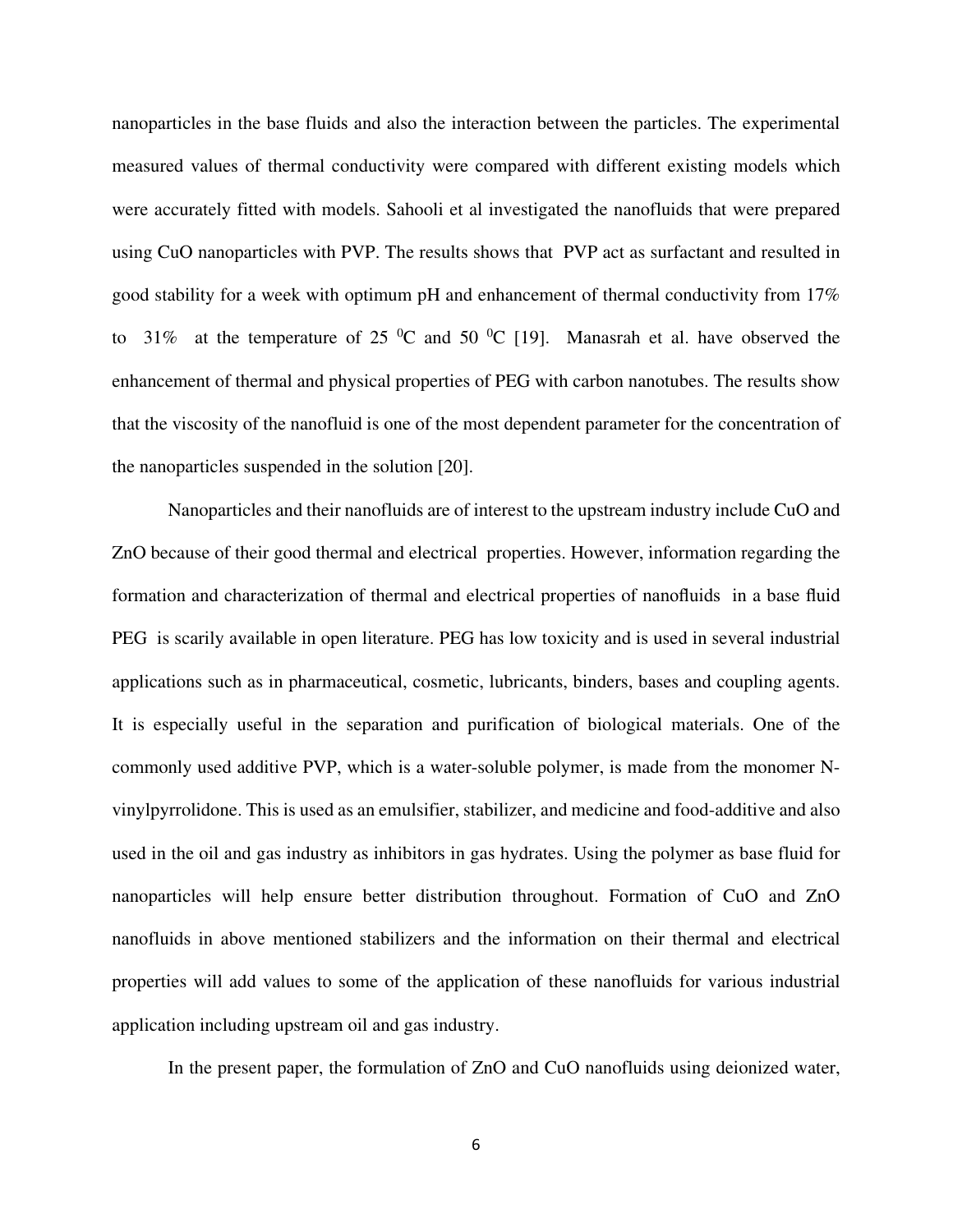nanoparticles in the base fluids and also the interaction between the particles. The experimental measured values of thermal conductivity were compared with different existing models which were accurately fitted with models. Sahooli et al investigated the nanofluids that were prepared using CuO nanoparticles with PVP. The results shows that PVP act as surfactant and resulted in good stability for a week with optimum pH and enhancement of thermal conductivity from 17% to 31% at the temperature of 25 $^0$C and 50 $^0$C [19]. Manasrah et al. have observed the enhancement of thermal and physical properties of PEG with carbon nanotubes. The results show that the viscosity of the nanofluid is one of the most dependent parameter for the concentration of the nanoparticles suspended in the solution [20].

Nanoparticles and their nanofluids are of interest to the upstream industry include CuO and ZnO because of their good thermal and electrical properties. However, information regarding the formation and characterization of thermal and electrical properties of nanofluids in a base fluid PEG is scarily available in open literature. PEG has low toxicity and is used in several industrial applications such as in pharmaceutical, cosmetic, lubricants, binders, bases and coupling agents. It is especially useful in the separation and purification of biological materials. One of the commonly used additive PVP, which is a water-soluble polymer, is made from the monomer N-vinylpyrrolidone. This is used as an emulsifier, stabilizer, and medicine and food-additive and also used in the oil and gas industry as inhibitors in gas hydrates. Using the polymer as base fluid for nanoparticles will help ensure better distribution throughout. Formation of CuO and ZnO nanofluids in above mentioned stabilizers and the information on their thermal and electrical properties will add values to some of the application of these nanofluids for various industrial application including upstream oil and gas industry.

In the present paper, the formulation of ZnO and CuO nanofluids using deionized water,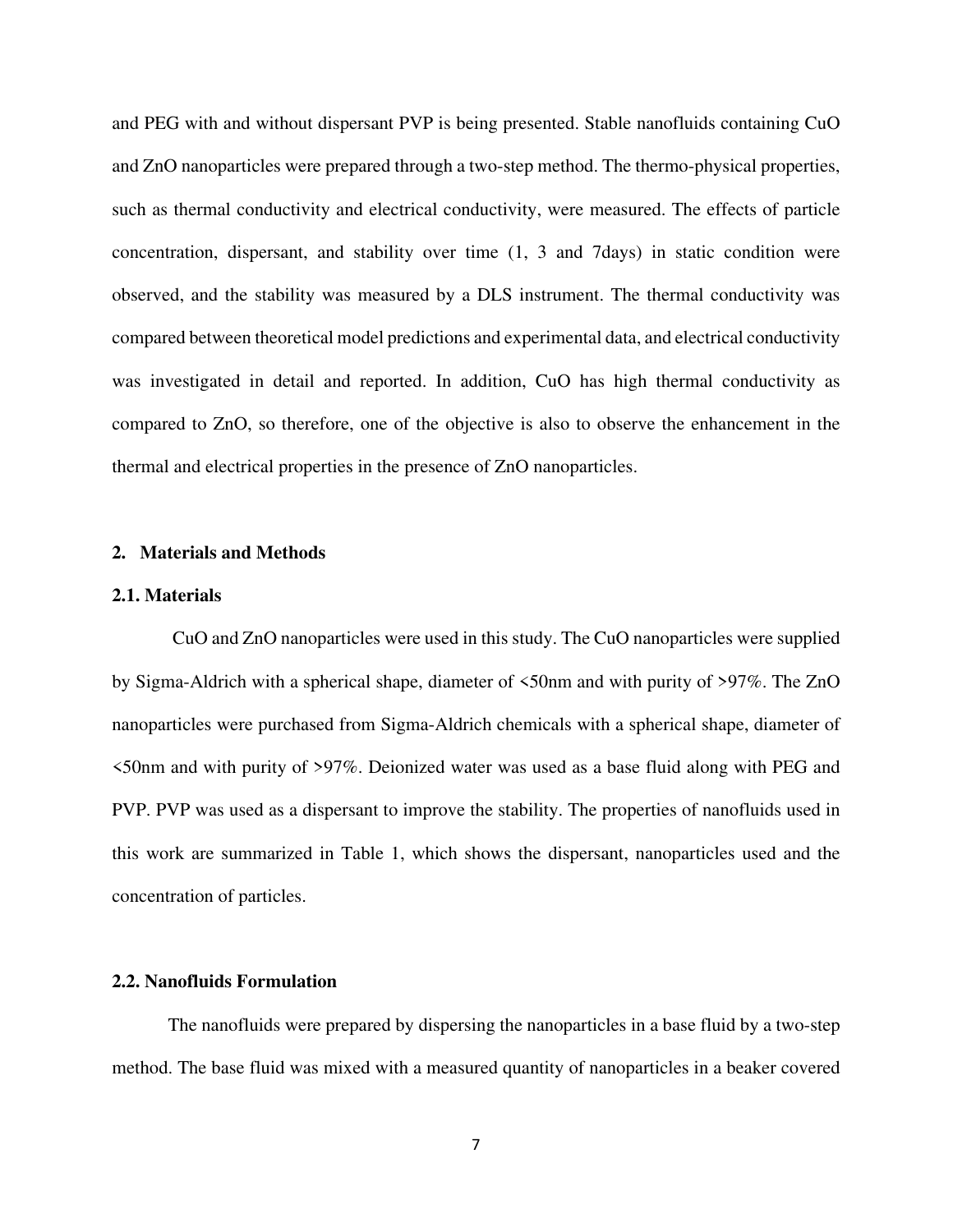and PEG with and without dispersant PVP is being presented. Stable nanofluids containing CuO and ZnO nanoparticles were prepared through a two-step method. The thermo-physical properties, such as thermal conductivity and electrical conductivity, were measured. The effects of particle concentration, dispersant, and stability over time (1, 3 and 7days) in static condition were observed, and the stability was measured by a DLS instrument. The thermal conductivity was compared between theoretical model predictions and experimental data, and electrical conductivity was investigated in detail and reported. In addition, CuO has high thermal conductivity as compared to ZnO, so therefore, one of the objective is also to observe the enhancement in the thermal and electrical properties in the presence of ZnO nanoparticles.

## 2. Materials and Methods

### 2.1. Materials

CuO and ZnO nanoparticles were used in this study. The CuO nanoparticles were supplied by Sigma-Aldrich with a spherical shape, diameter of <50nm and with purity of >97%. The ZnO nanoparticles were purchased from Sigma-Aldrich chemicals with a spherical shape, diameter of <50nm and with purity of >97%. Deionized water was used as a base fluid along with PEG and PVP. PVP was used as a dispersant to improve the stability. The properties of nanofluids used in this work are summarized in Table 1, which shows the dispersant, nanoparticles used and the concentration of particles.

### 2.2. Nanofluids Formulation

The nanofluids were prepared by dispersing the nanoparticles in a base fluid by a two-step method. The base fluid was mixed with a measured quantity of nanoparticles in a beaker covered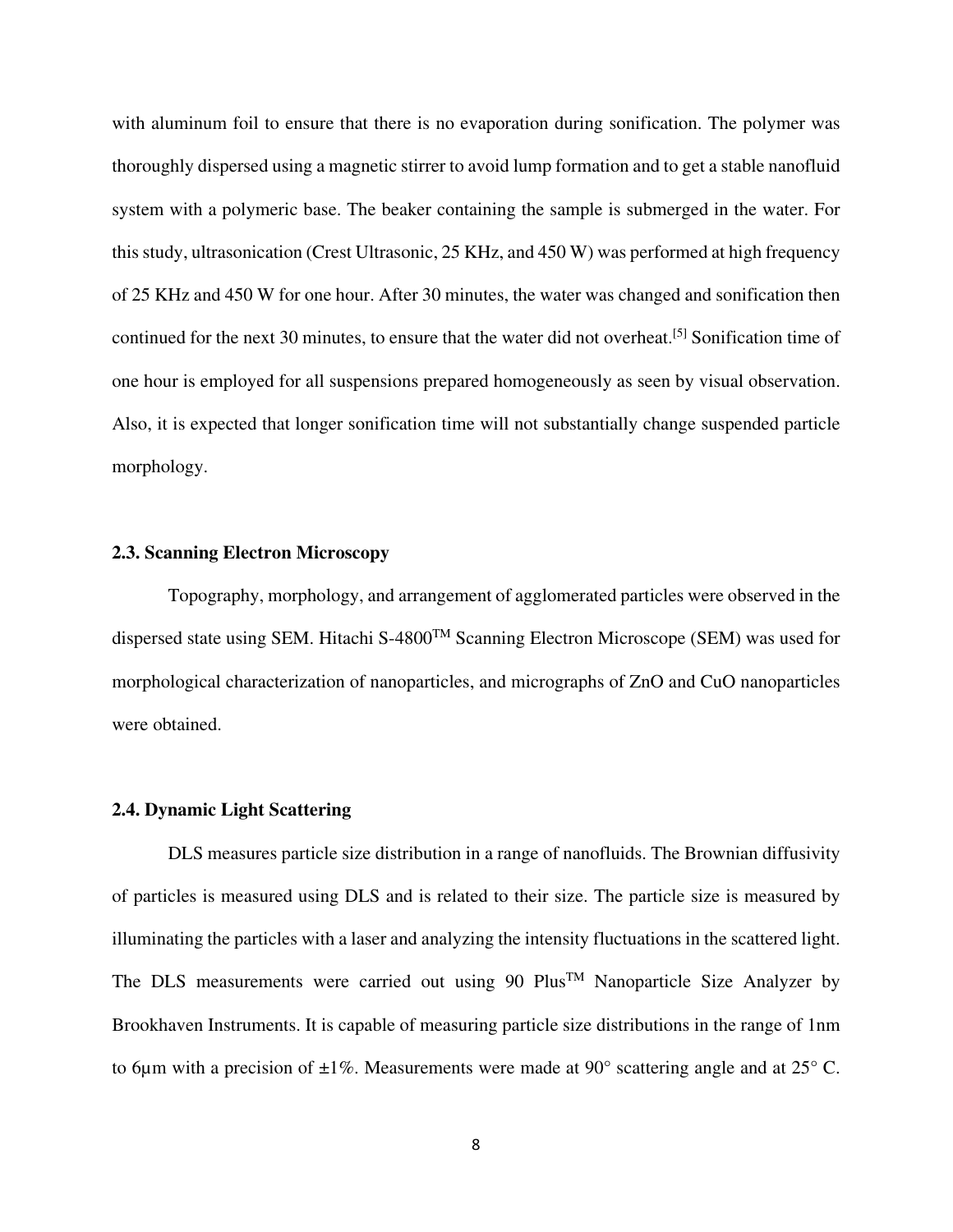with aluminum foil to ensure that there is no evaporation during sonification. The polymer was thoroughly dispersed using a magnetic stirrer to avoid lump formation and to get a stable nanofluid system with a polymeric base. The beaker containing the sample is submerged in the water. For this study, ultrasonication (Crest Ultrasonic, 25 KHz, and 450 W) was performed at high frequency of 25 KHz and 450 W for one hour. After 30 minutes, the water was changed and sonification then continued for the next 30 minutes, to ensure that the water did not overheat.[5] Sonification time of one hour is employed for all suspensions prepared homogeneously as seen by visual observation. Also, it is expected that longer sonification time will not substantially change suspended particle morphology.

### 2.3. Scanning Electron Microscopy

Topography, morphology, and arrangement of agglomerated particles were observed in the dispersed state using SEM. Hitachi S-4800™ Scanning Electron Microscope (SEM) was used for morphological characterization of nanoparticles, and micrographs of ZnO and CuO nanoparticles were obtained.

### 2.4. Dynamic Light Scattering

DLS measures particle size distribution in a range of nanofluids. The Brownian diffusivity of particles is measured using DLS and is related to their size. The particle size is measured by illuminating the particles with a laser and analyzing the intensity fluctuations in the scattered light. The DLS measurements were carried out using 90 Plus™ Nanoparticle Size Analyzer by Brookhaven Instruments. It is capable of measuring particle size distributions in the range of 1nm to 6μm with a precision of ±1%. Measurements were made at 90° scattering angle and at 25° C.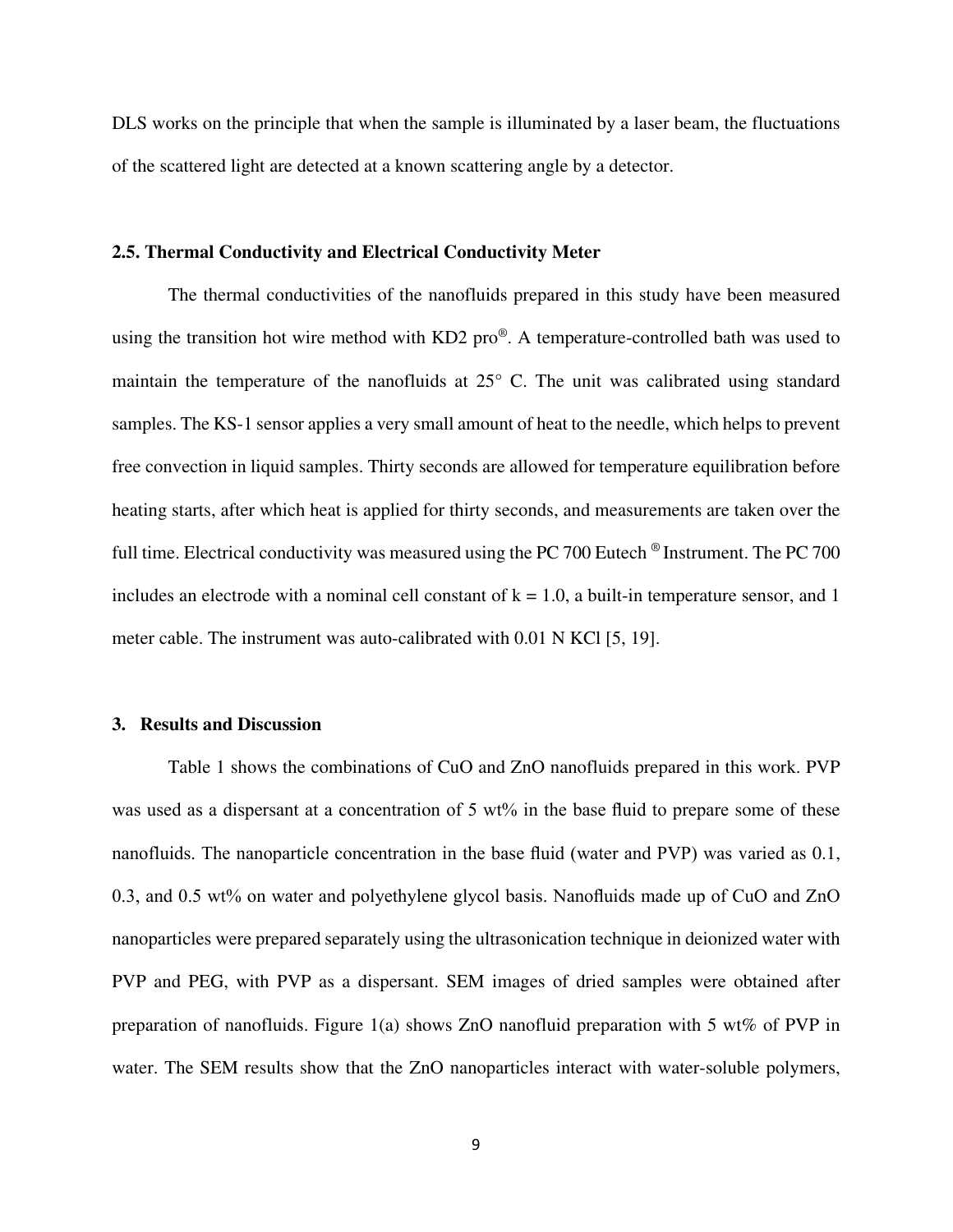DLS works on the principle that when the sample is illuminated by a laser beam, the fluctuations of the scattered light are detected at a known scattering angle by a detector.

### 2.5. Thermal Conductivity and Electrical Conductivity Meter

The thermal conductivities of the nanofluids prepared in this study have been measured using the transition hot wire method with KD2 pro®. A temperature-controlled bath was used to maintain the temperature of the nanofluids at 25° C. The unit was calibrated using standard samples. The KS-1 sensor applies a very small amount of heat to the needle, which helps to prevent free convection in liquid samples. Thirty seconds are allowed for temperature equilibration before heating starts, after which heat is applied for thirty seconds, and measurements are taken over the full time. Electrical conductivity was measured using the PC 700 Eutech ® Instrument. The PC 700 includes an electrode with a nominal cell constant of k = 1.0, a built-in temperature sensor, and 1 meter cable. The instrument was auto-calibrated with 0.01 N KCl [5, 19].

## 3. Results and Discussion

Table 1 shows the combinations of CuO and ZnO nanofluids prepared in this work. PVP was used as a dispersant at a concentration of 5 wt% in the base fluid to prepare some of these nanofluids. The nanoparticle concentration in the base fluid (water and PVP) was varied as 0.1, 0.3, and 0.5 wt% on water and polyethylene glycol basis. Nanofluids made up of CuO and ZnO nanoparticles were prepared separately using the ultrasonication technique in deionized water with PVP and PEG, with PVP as a dispersant. SEM images of dried samples were obtained after preparation of nanofluids. Figure 1(a) shows ZnO nanofluid preparation with 5 wt% of PVP in water. The SEM results show that the ZnO nanoparticles interact with water-soluble polymers,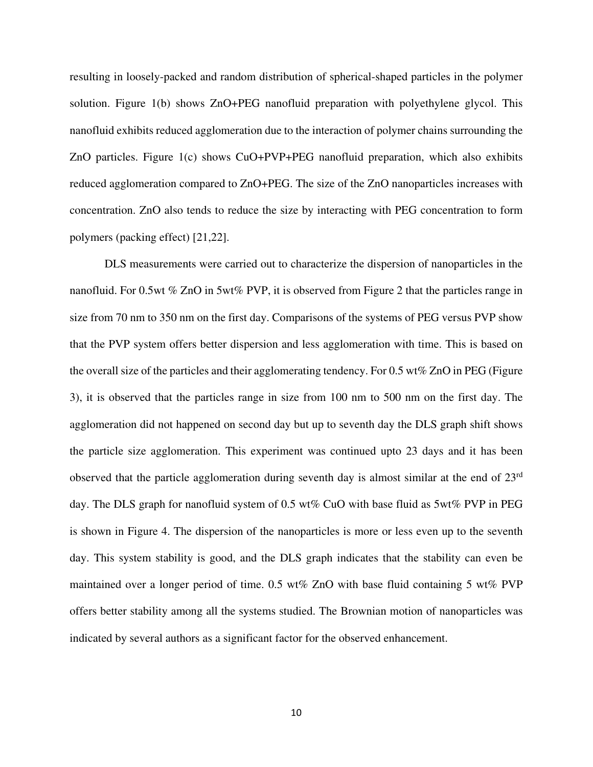resulting in loosely-packed and random distribution of spherical-shaped particles in the polymer solution. Figure 1(b) shows ZnO+PEG nanofluid preparation with polyethylene glycol. This nanofluid exhibits reduced agglomeration due to the interaction of polymer chains surrounding the ZnO particles. Figure 1(c) shows CuO+PVP+PEG nanofluid preparation, which also exhibits reduced agglomeration compared to ZnO+PEG. The size of the ZnO nanoparticles increases with concentration. ZnO also tends to reduce the size by interacting with PEG concentration to form polymers (packing effect) [21,22].

DLS measurements were carried out to characterize the dispersion of nanoparticles in the nanofluid. For 0.5wt % ZnO in 5wt% PVP, it is observed from Figure 2 that the particles range in size from 70 nm to 350 nm on the first day. Comparisons of the systems of PEG versus PVP show that the PVP system offers better dispersion and less agglomeration with time. This is based on the overall size of the particles and their agglomerating tendency. For 0.5 wt% ZnO in PEG (Figure 3), it is observed that the particles range in size from 100 nm to 500 nm on the first day. The agglomeration did not happened on second day but up to seventh day the DLS graph shift shows the particle size agglomeration. This experiment was continued upto 23 days and it has been observed that the particle agglomeration during seventh day is almost similar at the end of 23$^{rd}$ day. The DLS graph for nanofluid system of 0.5 wt% CuO with base fluid as 5wt% PVP in PEG is shown in Figure 4. The dispersion of the nanoparticles is more or less even up to the seventh day. This system stability is good, and the DLS graph indicates that the stability can even be maintained over a longer period of time. 0.5 wt% ZnO with base fluid containing 5 wt% PVP offers better stability among all the systems studied. The Brownian motion of nanoparticles was indicated by several authors as a significant factor for the observed enhancement.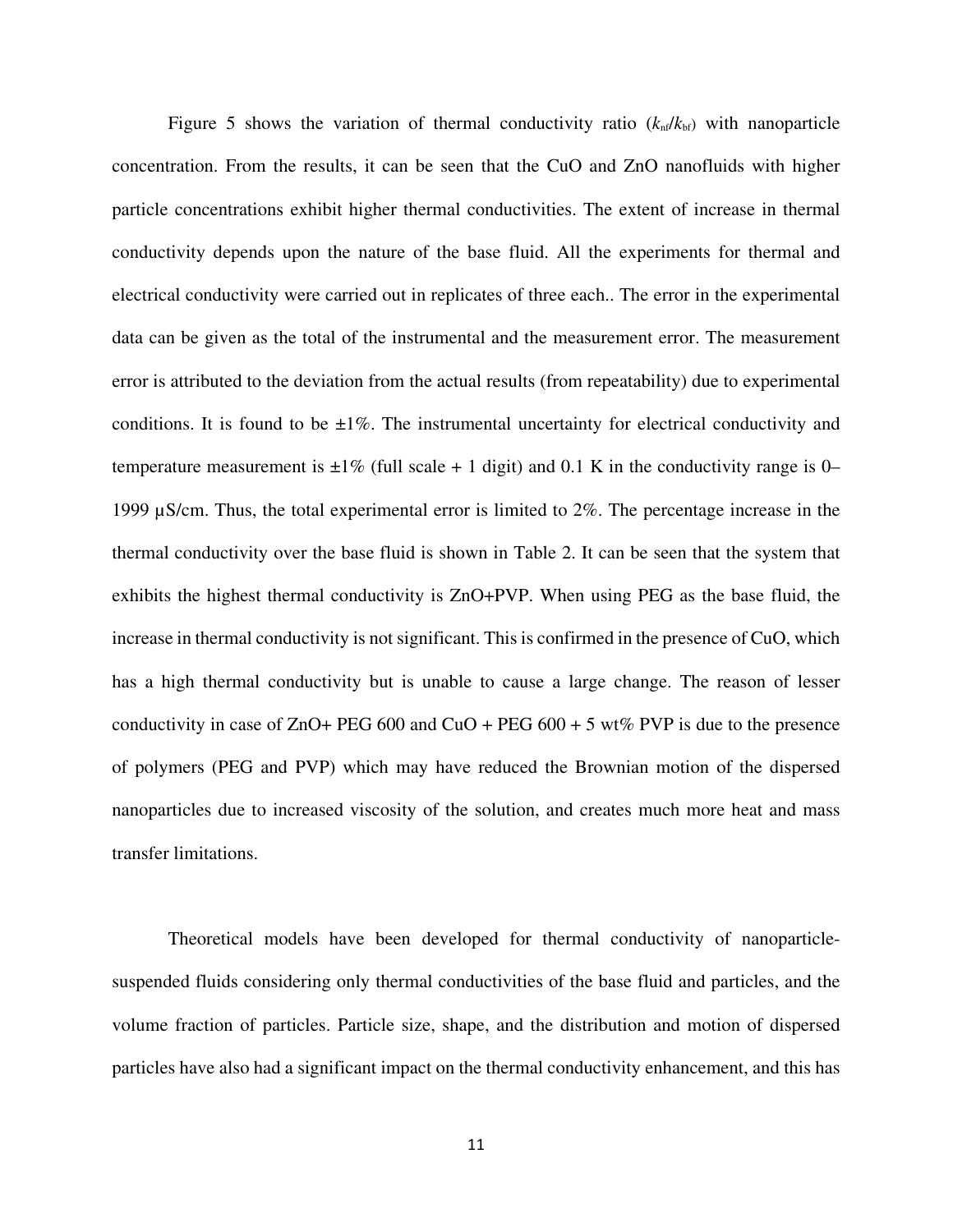Figure 5 shows the variation of thermal conductivity ratio ($k_{nf}/k_{bf}$) with nanoparticle concentration. From the results, it can be seen that the CuO and ZnO nanofluids with higher particle concentrations exhibit higher thermal conductivities. The extent of increase in thermal conductivity depends upon the nature of the base fluid. All the experiments for thermal and electrical conductivity were carried out in replicates of three each.. The error in the experimental data can be given as the total of the instrumental and the measurement error. The measurement error is attributed to the deviation from the actual results (from repeatability) due to experimental conditions. It is found to be ±1%. The instrumental uncertainty for electrical conductivity and temperature measurement is ±1% (full scale + 1 digit) and 0.1 K in the conductivity range is 0–1999 µS/cm. Thus, the total experimental error is limited to 2%. The percentage increase in the thermal conductivity over the base fluid is shown in Table 2. It can be seen that the system that exhibits the highest thermal conductivity is ZnO+PVP. When using PEG as the base fluid, the increase in thermal conductivity is not significant. This is confirmed in the presence of CuO, which has a high thermal conductivity but is unable to cause a large change. The reason of lesser conductivity in case of ZnO+ PEG 600 and CuO + PEG 600 + 5 wt% PVP is due to the presence of polymers (PEG and PVP) which may have reduced the Brownian motion of the dispersed nanoparticles due to increased viscosity of the solution, and creates much more heat and mass transfer limitations.

Theoretical models have been developed for thermal conductivity of nanoparticle-suspended fluids considering only thermal conductivities of the base fluid and particles, and the volume fraction of particles. Particle size, shape, and the distribution and motion of dispersed particles have also had a significant impact on the thermal conductivity enhancement, and this has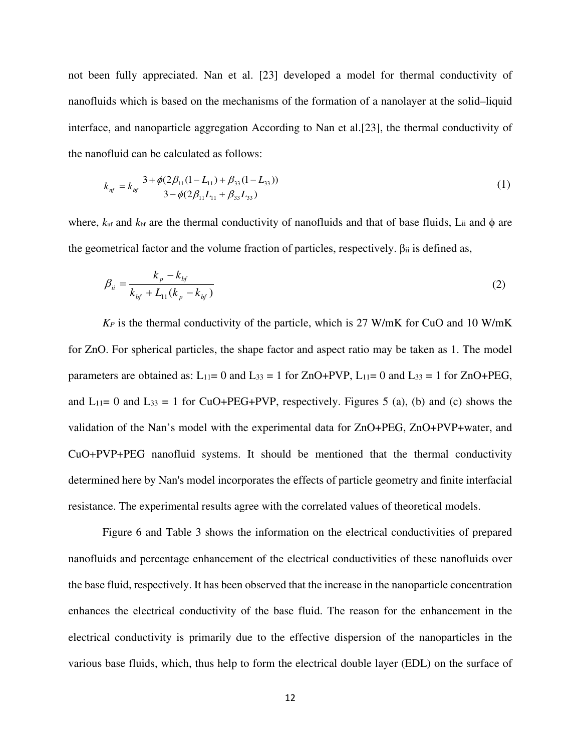not been fully appreciated. Nan et al. [23] developed a model for thermal conductivity of nanofluids which is based on the mechanisms of the formation of a nanolayer at the solid–liquid interface, and nanoparticle aggregation According to Nan et al.[23], the thermal conductivity of the nanofluid can be calculated as follows:

$$k_{nf} = k_{bf} \frac{3 + \phi(2\beta_{11}(1 - L_{11}) + \beta_{33}(1 - L_{33}))}{3 - \phi(2\beta_{11}L_{11} + \beta_{33}L_{33})} \tag{1}$$

where, $k_{nf}$ and $k_{bf}$ are the thermal conductivity of nanofluids and that of base fluids, $L_{ii}$ and $\phi$ are the geometrical factor and the volume fraction of particles, respectively. $\beta_{ii}$ is defined as,

$$\beta_{ii} = \frac{k_p - k_{bf}}{k_{bf} + L_{11}(k_p - k_{bf})} \tag{2}$$

$K_P$ is the thermal conductivity of the particle, which is 27 W/mK for CuO and 10 W/mK for ZnO. For spherical particles, the shape factor and aspect ratio may be taken as 1. The model parameters are obtained as: $L_{11}$= 0 and $L_{33}$ = 1 for ZnO+PVP, $L_{11}$= 0 and $L_{33}$ = 1 for ZnO+PEG, and $L_{11}$= 0 and $L_{33}$ = 1 for CuO+PEG+PVP, respectively. Figures 5 (a), (b) and (c) shows the validation of the Nan's model with the experimental data for ZnO+PEG, ZnO+PVP+water, and CuO+PVP+PEG nanofluid systems. It should be mentioned that the thermal conductivity determined here by Nan's model incorporates the effects of particle geometry and finite interfacial resistance. The experimental results agree with the correlated values of theoretical models.

Figure 6 and Table 3 shows the information on the electrical conductivities of prepared nanofluids and percentage enhancement of the electrical conductivities of these nanofluids over the base fluid, respectively. It has been observed that the increase in the nanoparticle concentration enhances the electrical conductivity of the base fluid. The reason for the enhancement in the electrical conductivity is primarily due to the effective dispersion of the nanoparticles in the various base fluids, which, thus help to form the electrical double layer (EDL) on the surface of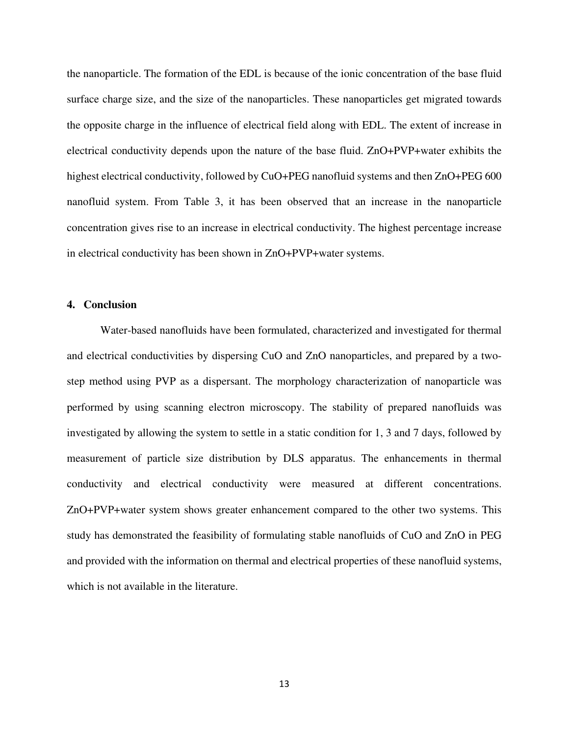the nanoparticle. The formation of the EDL is because of the ionic concentration of the base fluid surface charge size, and the size of the nanoparticles. These nanoparticles get migrated towards the opposite charge in the influence of electrical field along with EDL. The extent of increase in electrical conductivity depends upon the nature of the base fluid. ZnO+PVP+water exhibits the highest electrical conductivity, followed by CuO+PEG nanofluid systems and then ZnO+PEG 600 nanofluid system. From Table 3, it has been observed that an increase in the nanoparticle concentration gives rise to an increase in electrical conductivity. The highest percentage increase in electrical conductivity has been shown in ZnO+PVP+water systems.

## 4. Conclusion

Water-based nanofluids have been formulated, characterized and investigated for thermal and electrical conductivities by dispersing CuO and ZnO nanoparticles, and prepared by a two-step method using PVP as a dispersant. The morphology characterization of nanoparticle was performed by using scanning electron microscopy. The stability of prepared nanofluids was investigated by allowing the system to settle in a static condition for 1, 3 and 7 days, followed by measurement of particle size distribution by DLS apparatus. The enhancements in thermal conductivity and electrical conductivity were measured at different concentrations. ZnO+PVP+water system shows greater enhancement compared to the other two systems. This study has demonstrated the feasibility of formulating stable nanofluids of CuO and ZnO in PEG and provided with the information on thermal and electrical properties of these nanofluid systems, which is not available in the literature.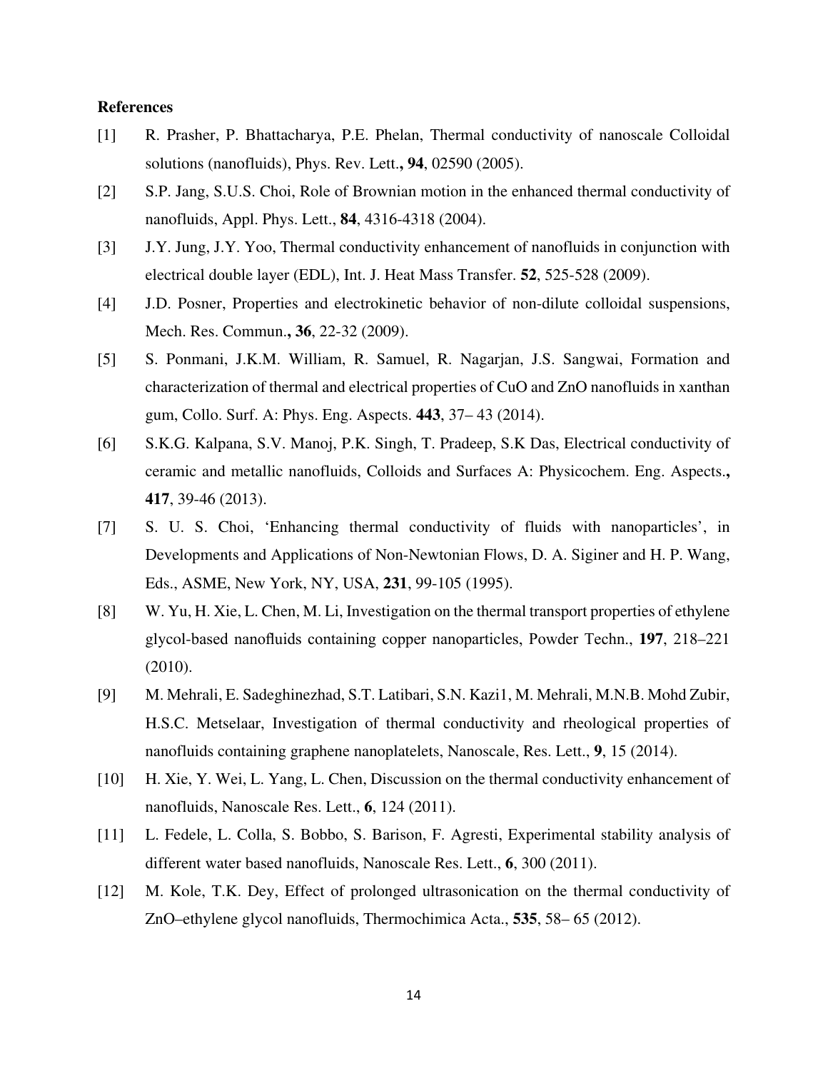**References**

[1] R. Prasher, P. Bhattacharya, P.E. Phelan, Thermal conductivity of nanoscale Colloidal solutions (nanofluids), Phys. Rev. Lett.**, 94**, 02590 (2005).

[2] S.P. Jang, S.U.S. Choi, Role of Brownian motion in the enhanced thermal conductivity of nanofluids, Appl. Phys. Lett., **84**, 4316-4318 (2004).

[3] J.Y. Jung, J.Y. Yoo, Thermal conductivity enhancement of nanofluids in conjunction with electrical double layer (EDL), Int. J. Heat Mass Transfer. **52**, 525-528 (2009).

[4] J.D. Posner, Properties and electrokinetic behavior of non-dilute colloidal suspensions, Mech. Res. Commun.**, 36**, 22-32 (2009).

[5] S. Ponmani, J.K.M. William, R. Samuel, R. Nagarjan, J.S. Sangwai, Formation and characterization of thermal and electrical properties of CuO and ZnO nanofluids in xanthan gum, Collo. Surf. A: Phys. Eng. Aspects. **443**, 37– 43 (2014).

[6] S.K.G. Kalpana, S.V. Manoj, P.K. Singh, T. Pradeep, S.K Das, Electrical conductivity of ceramic and metallic nanofluids, Colloids and Surfaces A: Physicochem. Eng. Aspects.**, 417**, 39-46 (2013).

[7] S. U. S. Choi, 'Enhancing thermal conductivity of fluids with nanoparticles', in Developments and Applications of Non-Newtonian Flows, D. A. Siginer and H. P. Wang, Eds., ASME, New York, NY, USA, **231**, 99-105 (1995).

[8] W. Yu, H. Xie, L. Chen, M. Li, Investigation on the thermal transport properties of ethylene glycol-based nanofluids containing copper nanoparticles, Powder Techn., **197**, 218–221 (2010).

[9] M. Mehrali, E. Sadeghinezhad, S.T. Latibari, S.N. Kazi1, M. Mehrali, M.N.B. Mohd Zubir, H.S.C. Metselaar, Investigation of thermal conductivity and rheological properties of nanofluids containing graphene nanoplatelets, Nanoscale, Res. Lett., **9**, 15 (2014).

[10] H. Xie, Y. Wei, L. Yang, L. Chen, Discussion on the thermal conductivity enhancement of nanofluids, Nanoscale Res. Lett., **6**, 124 (2011).

[11] L. Fedele, L. Colla, S. Bobbo, S. Barison, F. Agresti, Experimental stability analysis of different water based nanofluids, Nanoscale Res. Lett., **6**, 300 (2011).

[12] M. Kole, T.K. Dey, Effect of prolonged ultrasonication on the thermal conductivity of ZnO–ethylene glycol nanofluids, Thermochimica Acta., **535**, 58– 65 (2012).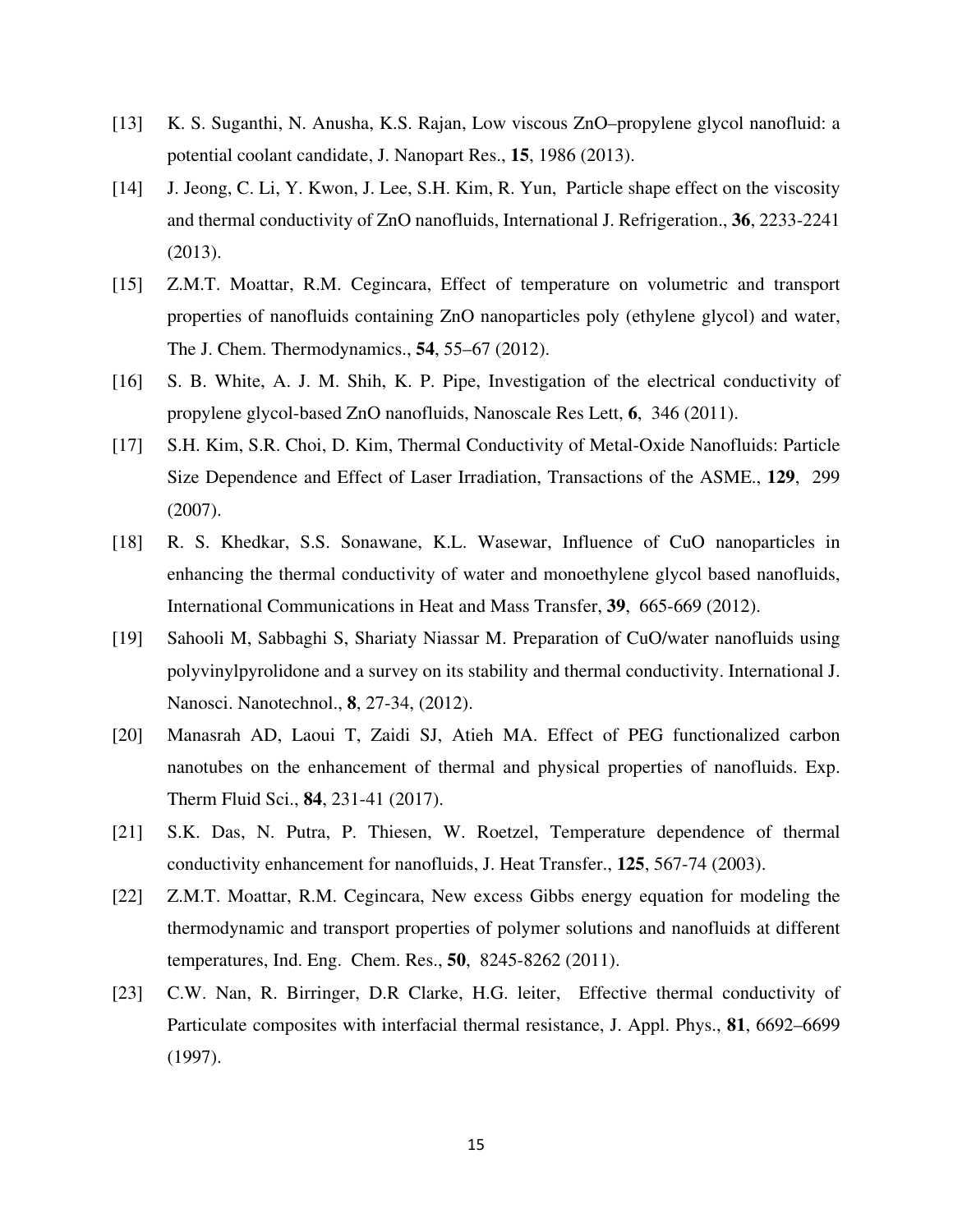[13] K. S. Suganthi, N. Anusha, K.S. Rajan, Low viscous ZnO–propylene glycol nanofluid: a potential coolant candidate, J. Nanopart Res., **15**, 1986 (2013).

[14] J. Jeong, C. Li, Y. Kwon, J. Lee, S.H. Kim, R. Yun, Particle shape effect on the viscosity and thermal conductivity of ZnO nanofluids, International J. Refrigeration., **36**, 2233-2241 (2013).

[15] Z.M.T. Moattar, R.M. Cegincara, Effect of temperature on volumetric and transport properties of nanofluids containing ZnO nanoparticles poly (ethylene glycol) and water, The J. Chem. Thermodynamics., **54**, 55–67 (2012).

[16] S. B. White, A. J. M. Shih, K. P. Pipe, Investigation of the electrical conductivity of propylene glycol-based ZnO nanofluids, Nanoscale Res Lett, **6**, 346 (2011).

[17] S.H. Kim, S.R. Choi, D. Kim, Thermal Conductivity of Metal-Oxide Nanofluids: Particle Size Dependence and Effect of Laser Irradiation, Transactions of the ASME., **129**, 299 (2007).

[18] R. S. Khedkar, S.S. Sonawane, K.L. Wasewar, Influence of CuO nanoparticles in enhancing the thermal conductivity of water and monoethylene glycol based nanofluids, International Communications in Heat and Mass Transfer, **39**, 665-669 (2012).

[19] Sahooli M, Sabbaghi S, Shariaty Niassar M. Preparation of CuO/water nanofluids using polyvinylpyrolidone and a survey on its stability and thermal conductivity. International J. Nanosci. Nanotechnol., **8**, 27-34, (2012).

[20] Manasrah AD, Laoui T, Zaidi SJ, Atieh MA. Effect of PEG functionalized carbon nanotubes on the enhancement of thermal and physical properties of nanofluids. Exp. Therm Fluid Sci., **84**, 231-41 (2017).

[21] S.K. Das, N. Putra, P. Thiesen, W. Roetzel, Temperature dependence of thermal conductivity enhancement for nanofluids, J. Heat Transfer., **125**, 567-74 (2003).

[22] Z.M.T. Moattar, R.M. Cegincara, New excess Gibbs energy equation for modeling the thermodynamic and transport properties of polymer solutions and nanofluids at different temperatures, Ind. Eng. Chem. Res., **50**, 8245-8262 (2011).

[23] C.W. Nan, R. Birringer, D.R Clarke, H.G. leiter, Effective thermal conductivity of Particulate composites with interfacial thermal resistance, J. Appl. Phys., **81**, 6692–6699 (1997).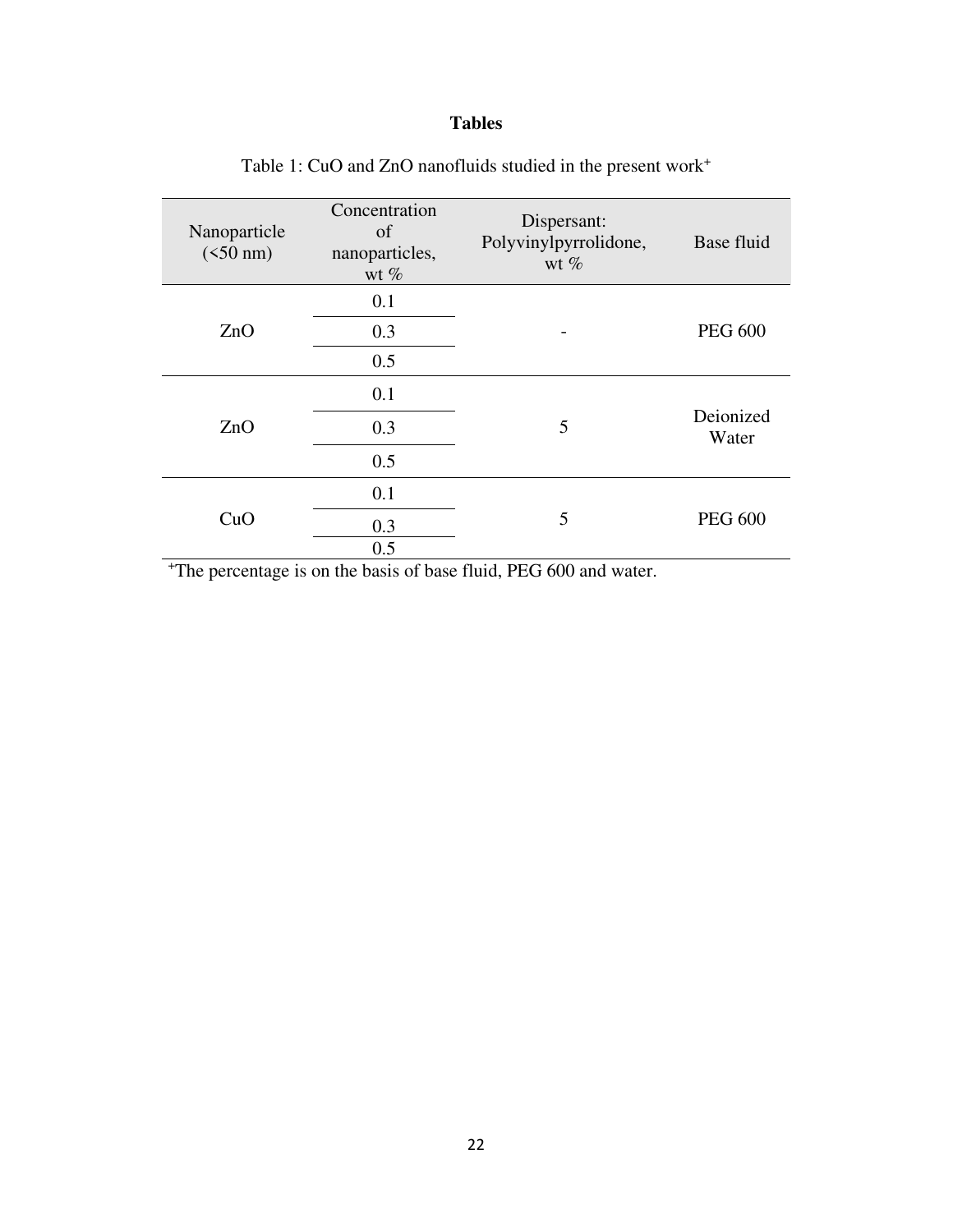# Tables

Table 1: CuO and ZnO nanofluids studied in the present work[+]

| Nanoparticle (<50 nm) | Concentration of nanoparticles, wt % | Dispersant: Polyvinylpyrrolidone, wt % | Base fluid |
|---|---|---|---|
| ZnO | 0.1 | - | PEG 600 |
| | 0.3 | | |
| | 0.5 | | |
| ZnO | 0.1 | 5 | Deionized Water |
| | 0.3 | | |
| | 0.5 | | |
| CuO | 0.1 | 5 | PEG 600 |
| | 0.3 | | |
| | 0.5 | | |

[+]The percentage is on the basis of base fluid, PEG 600 and water.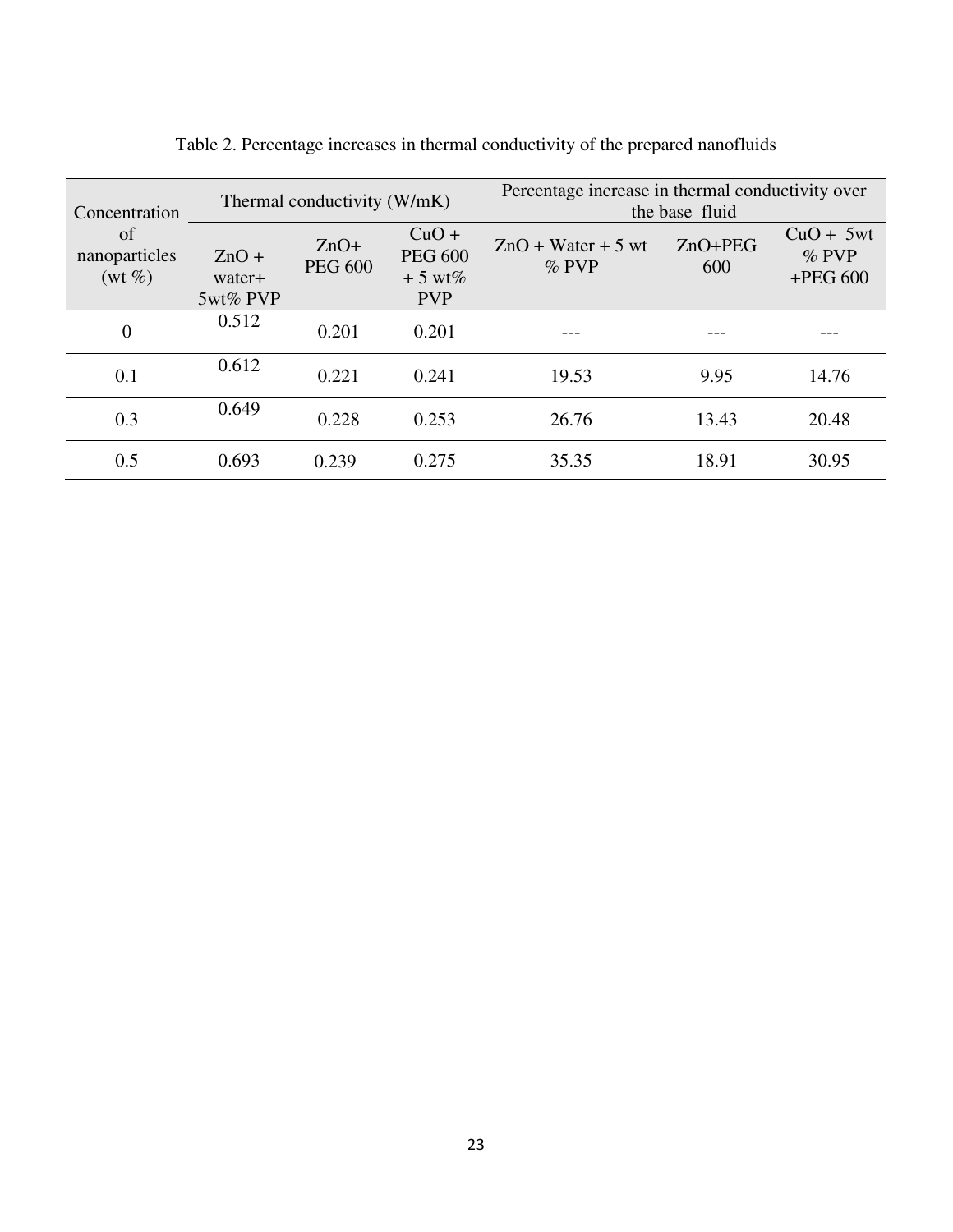Table 2. Percentage increases in thermal conductivity of the prepared nanofluids

| Concentration of nanoparticles (wt %) | Thermal conductivity (W/mK) | | | Percentage increase in thermal conductivity over the base fluid | | |
|---|---|---|---|---|---|---|
| | ZnO + water+ 5wt% PVP | ZnO+ PEG 600 | CuO + PEG 600 + 5 wt% PVP | ZnO + Water + 5 wt % PVP | ZnO+PEG 600 | CuO + 5wt % PVP +PEG 600 |
| 0 | 0.512 | 0.201 | 0.201 | --- | --- | --- |
| 0.1 | 0.612 | 0.221 | 0.241 | 19.53 | 9.95 | 14.76 |
| 0.3 | 0.649 | 0.228 | 0.253 | 26.76 | 13.43 | 20.48 |
| 0.5 | 0.693 | 0.239 | 0.275 | 35.35 | 18.91 | 30.95 |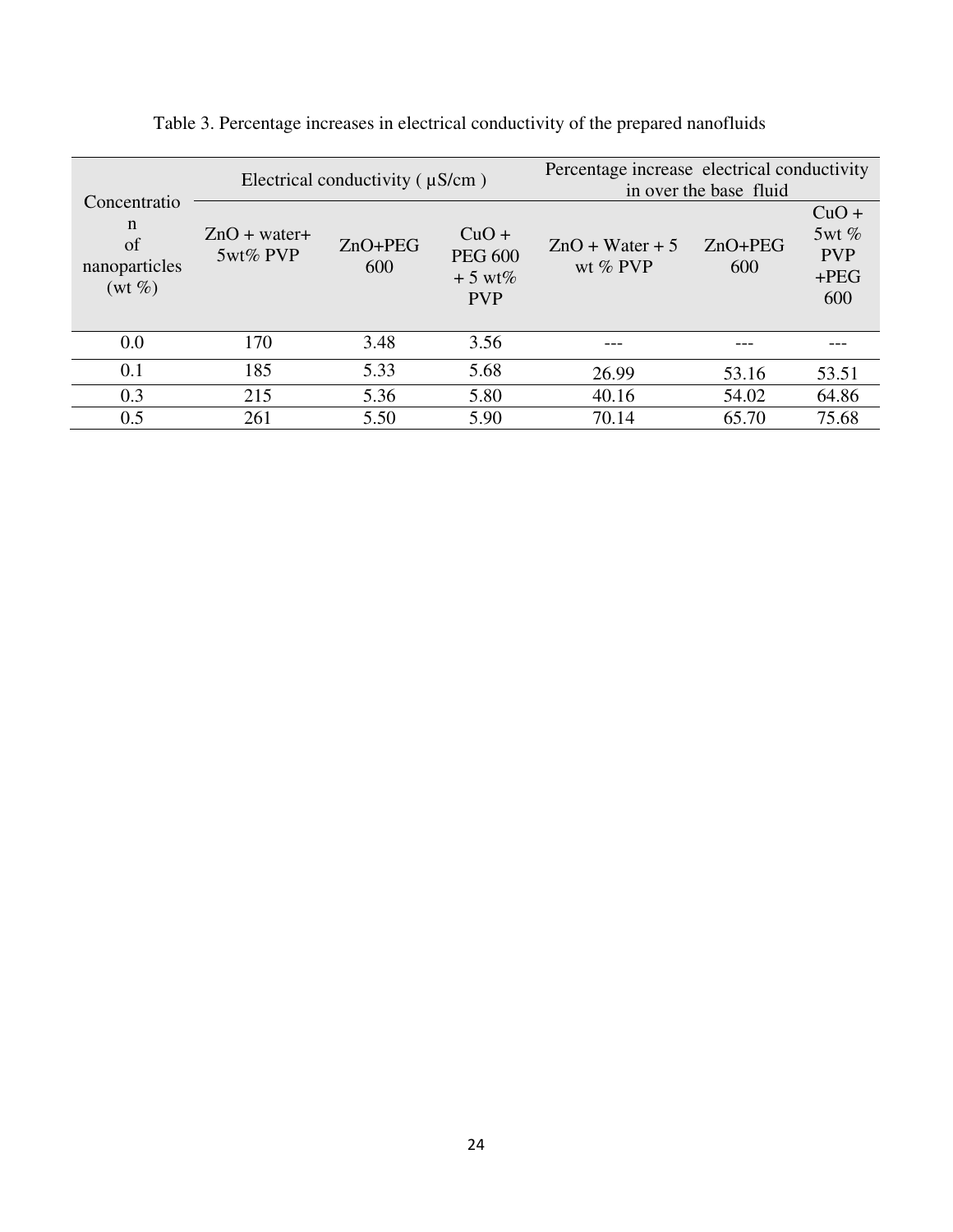Table 3. Percentage increases in electrical conductivity of the prepared nanofluids

| Concentration of nanoparticles (wt %) | Electrical conductivity ( μS/cm ) | | | Percentage increase electrical conductivity in over the base fluid | | |
|---|---|---|---|---|---|---|
| | ZnO + water+ 5wt% PVP | ZnO+PEG 600 | CuO + PEG 600 + 5 wt% PVP | ZnO + Water + 5 wt % PVP | ZnO+PEG 600 | CuO + 5wt % PVP +PEG 600 |
| 0.0 | 170 | 3.48 | 3.56 | --- | --- | --- |
| 0.1 | 185 | 5.33 | 5.68 | 26.99 | 53.16 | 53.51 |
| 0.3 | 215 | 5.36 | 5.80 | 40.16 | 54.02 | 64.86 |
| 0.5 | 261 | 5.50 | 5.90 | 70.14 | 65.70 | 75.68 |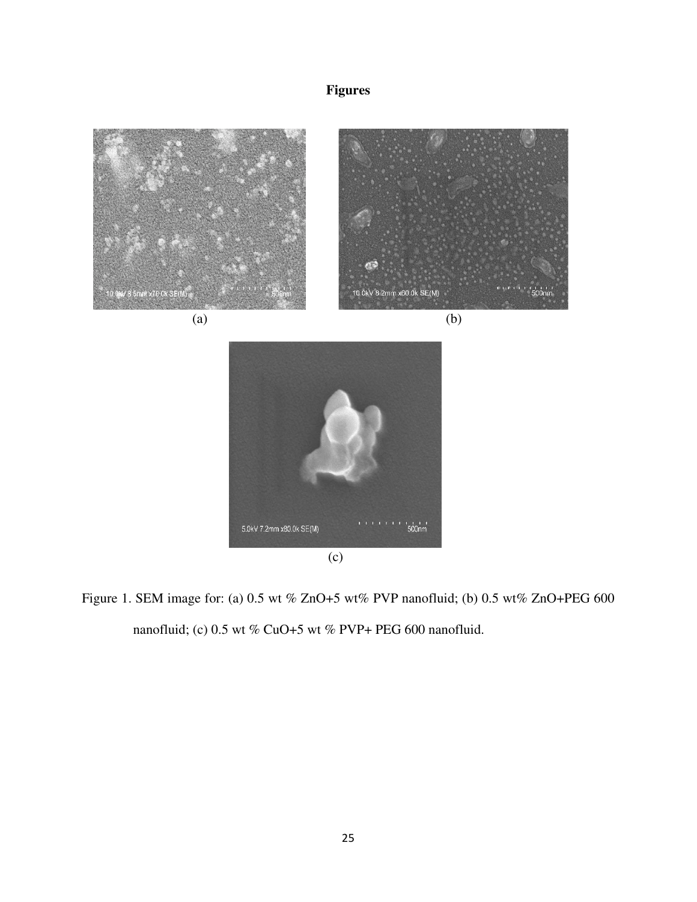# Figures

(a)

(b)

(c)

Figure 1. SEM image for: (a) 0.5 wt % ZnO+5 wt% PVP nanofluid; (b) 0.5 wt% ZnO+PEG 600 nanofluid; (c) 0.5 wt % CuO+5 wt % PVP+ PEG 600 nanofluid.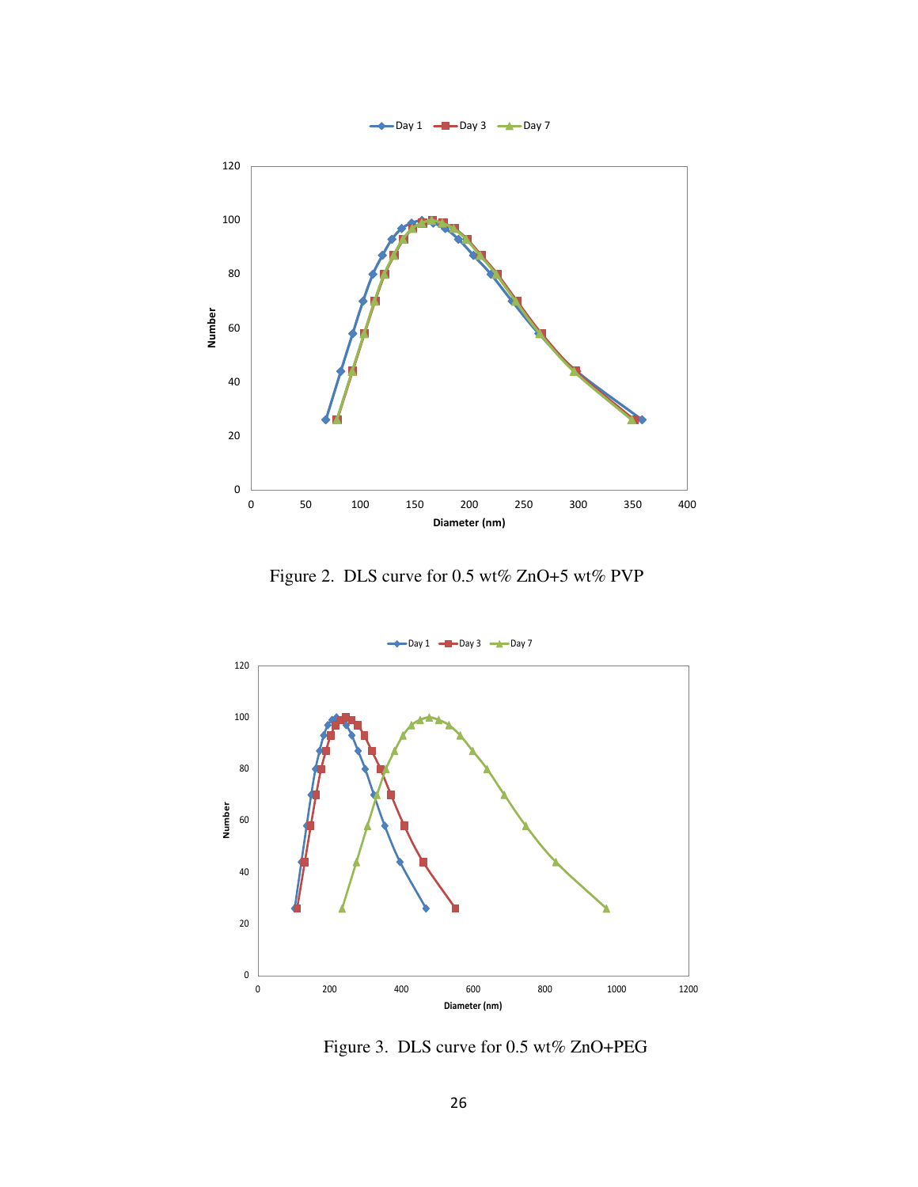Figure 2. DLS curve for 0.5 wt% ZnO+5 wt% PVP

Figure 3. DLS curve for 0.5 wt% ZnO+PEG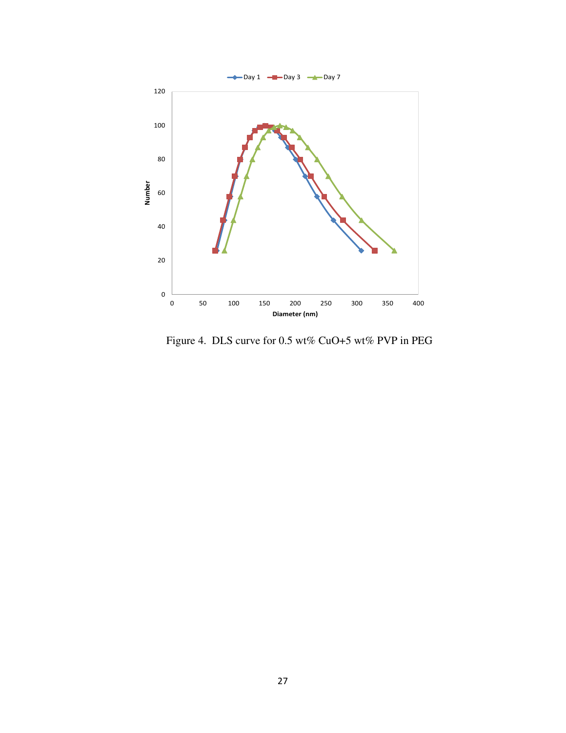Figure 4. DLS curve for 0.5 wt% CuO+5 wt% PVP in PEG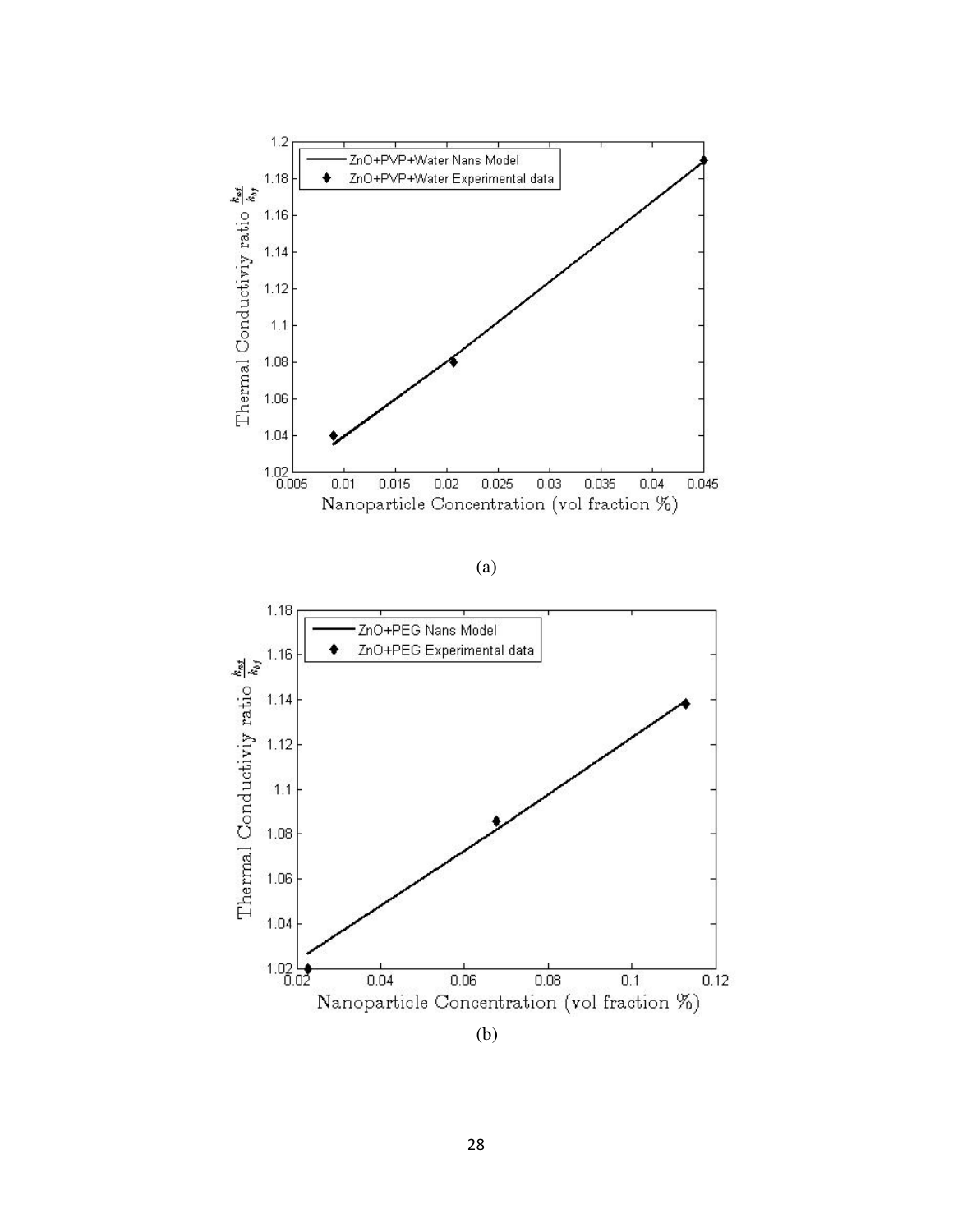(a)

(b)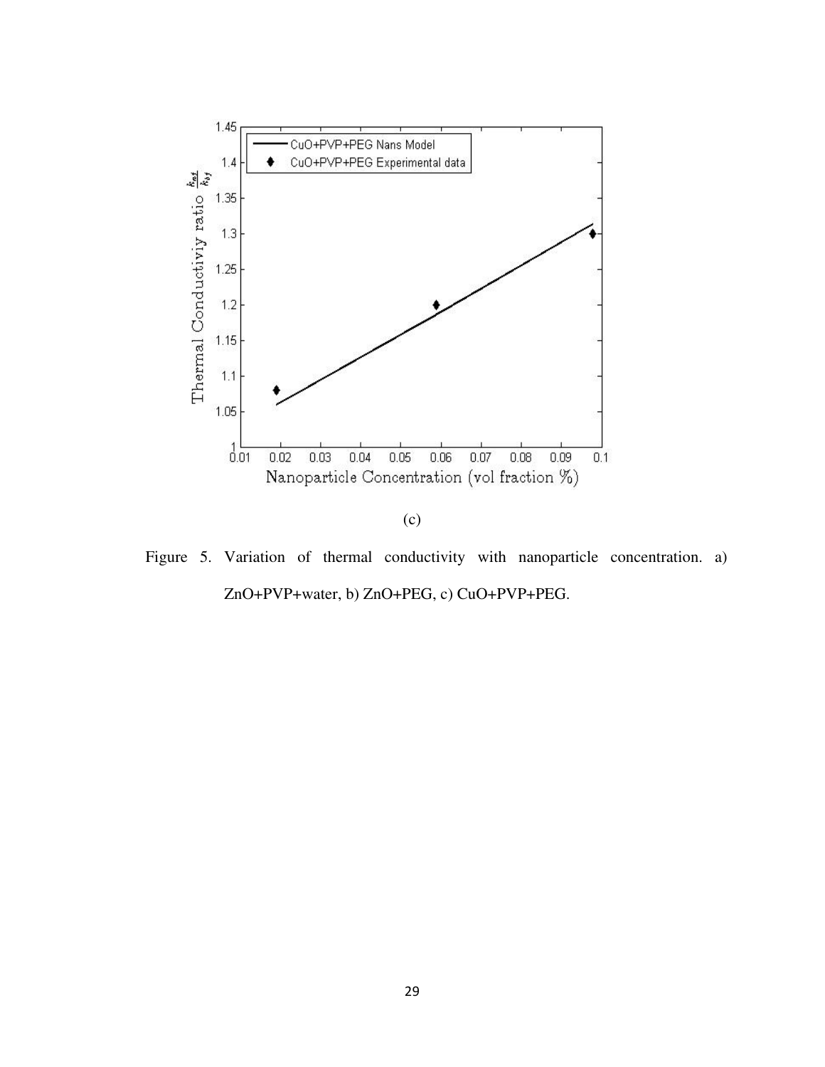(c)

Figure 5. Variation of thermal conductivity with nanoparticle concentration. a) ZnO+PVP+water, b) ZnO+PEG, c) CuO+PVP+PEG.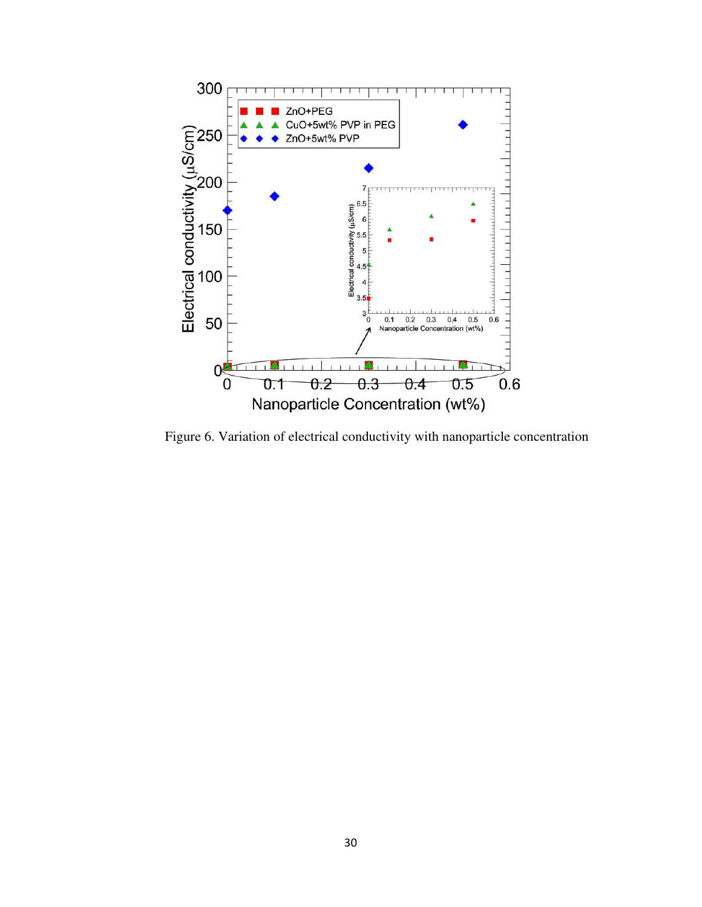300

250

200

150

100

50

0

0 0.1 0.2 0.3 0.4 0.5 0.6

Electrical conductivity (μS/cm)

Nanoparticle Concentration (wt%)

ZnO+PEG

CuO+5wt% PVP in PEG

ZnO+5wt% PVP

7

6.5

6

5.5

5

4.5

4

3.5

3

0 0.1 0.2 0.3 0.4 0.5 0.6

Electrical conductivity (μS/cm)

Nanoparticle Concentration (wt%)

Figure 6. Variation of electrical conductivity with nanoparticle concentration